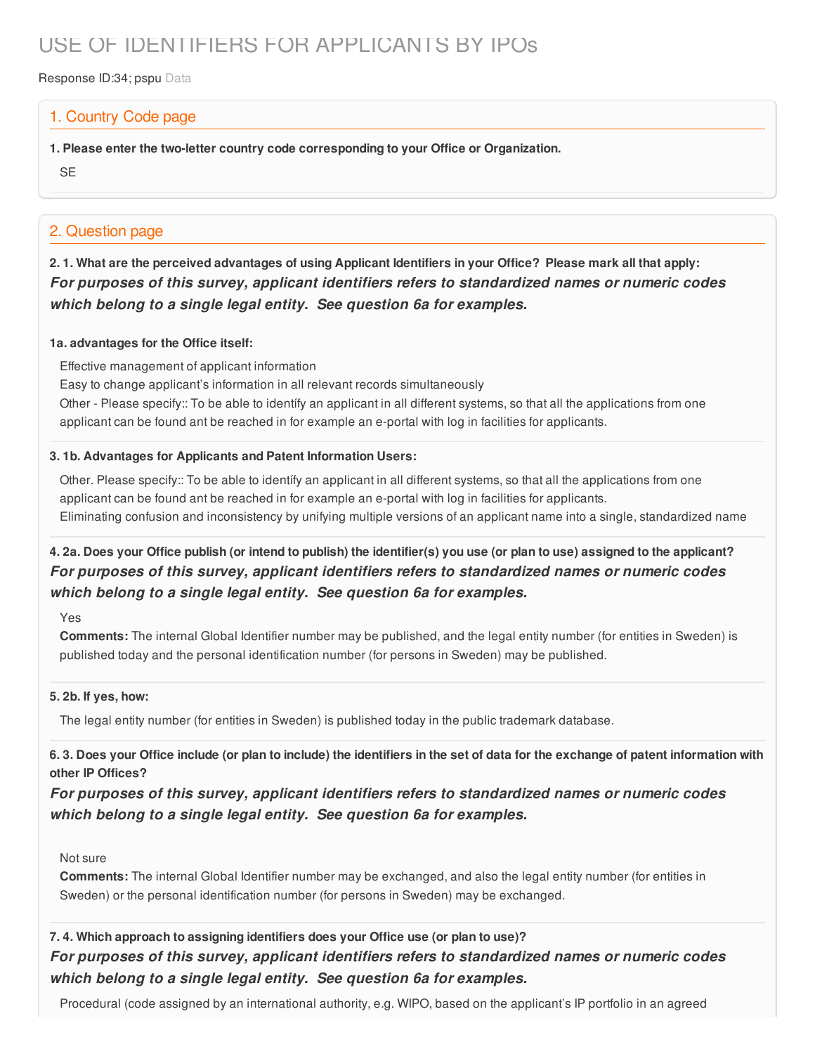# USE OF IDENTIFIERS FOR APPLICANTS BY IPOs

Response ID:34; pspu Data

## 1. Country Code page

**1. Please enter the two-letter country code corresponding to your Office or Organization.**

SE

## 2. Question page

**2. 1. What are the perceived advantages of using Applicant Identifiers in your Office? Please mark all that apply:**

***For purposes of this survey, applicant identifiers refers to standardized names or numeric codes which belong to a single legal entity. See question 6a for examples.***

**1a. advantages for the Office itself:**

Effective management of applicant information

Easy to change applicant's information in all relevant records simultaneously

Other - Please specify:: To be able to identify an applicant in all different systems, so that all the applications from one applicant can be found ant be reached in for example an e-portal with log in facilities for applicants.

**3. 1b. Advantages for Applicants and Patent Information Users:**

Other. Please specify:: To be able to identify an applicant in all different systems, so that all the applications from one applicant can be found ant be reached in for example an e-portal with log in facilities for applicants.

Eliminating confusion and inconsistency by unifying multiple versions of an applicant name into a single, standardized name

**4. 2a. Does your Office publish (or intend to publish) the identifier(s) you use (or plan to use) assigned to the applicant?**

***For purposes of this survey, applicant identifiers refers to standardized names or numeric codes which belong to a single legal entity. See question 6a for examples.***

Yes

**Comments:** The internal Global Identifier number may be published, and the legal entity number (for entities in Sweden) is published today and the personal identification number (for persons in Sweden) may be published.

**5. 2b. If yes, how:**

The legal entity number (for entities in Sweden) is published today in the public trademark database.

**6. 3. Does your Office include (or plan to include) the identifiers in the set of data for the exchange of patent information with other IP Offices?**

***For purposes of this survey, applicant identifiers refers to standardized names or numeric codes which belong to a single legal entity. See question 6a for examples.***

Not sure

**Comments:** The internal Global Identifier number may be exchanged, and also the legal entity number (for entities in Sweden) or the personal identification number (for persons in Sweden) may be exchanged.

**7. 4. Which approach to assigning identifiers does your Office use (or plan to use)?**

***For purposes of this survey, applicant identifiers refers to standardized names or numeric codes which belong to a single legal entity. See question 6a for examples.***

Procedural (code assigned by an international authority, e.g. WIPO, based on the applicant's IP portfolio in an agreed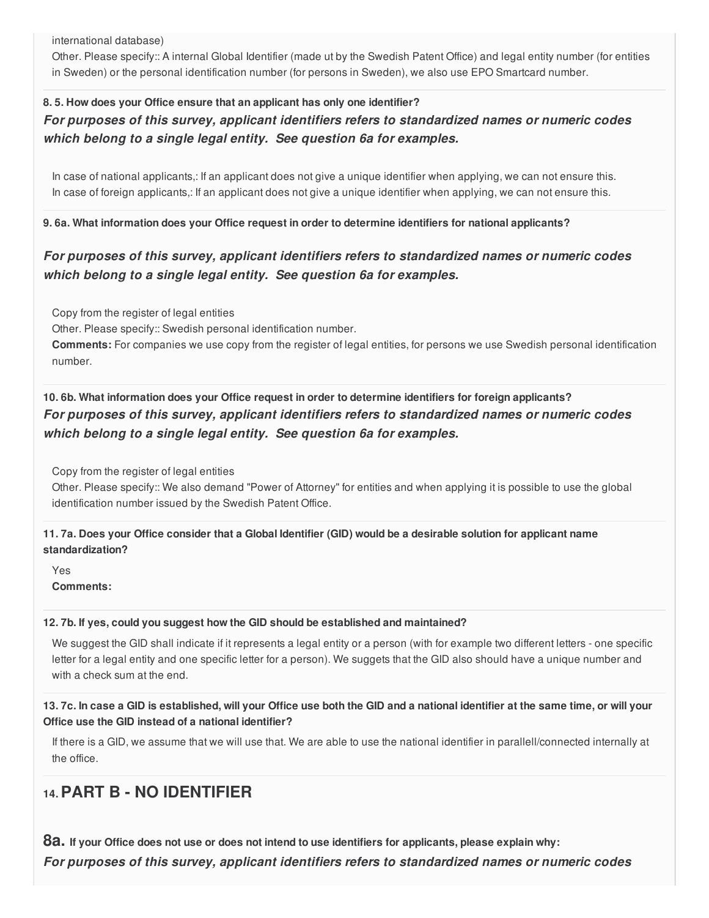international database)

Other. Please specify:: A internal Global Identifier (made ut by the Swedish Patent Office) and legal entity number (for entities in Sweden) or the personal identification number (for persons in Sweden), we also use EPO Smartcard number.

**8. 5. How does your Office ensure that an applicant has only one identifier?**

***For purposes of this survey, applicant identifiers refers to standardized names or numeric codes which belong to a single legal entity. See question 6a for examples.***

In case of national applicants,: If an applicant does not give a unique identifier when applying, we can not ensure this.
In case of foreign applicants,: If an applicant does not give a unique identifier when applying, we can not ensure this.

**9. 6a. What information does your Office request in order to determine identifiers for national applicants?**

***For purposes of this survey, applicant identifiers refers to standardized names or numeric codes which belong to a single legal entity. See question 6a for examples.***

Copy from the register of legal entities
Other. Please specify:: Swedish personal identification number.
**Comments:** For companies we use copy from the register of legal entities, for persons we use Swedish personal identification number.

**10. 6b. What information does your Office request in order to determine identifiers for foreign applicants?**

***For purposes of this survey, applicant identifiers refers to standardized names or numeric codes which belong to a single legal entity. See question 6a for examples.***

Copy from the register of legal entities
Other. Please specify:: We also demand "Power of Attorney" for entities and when applying it is possible to use the global identification number issued by the Swedish Patent Office.

**11. 7a. Does your Office consider that a Global Identifier (GID) would be a desirable solution for applicant name standardization?**

Yes
**Comments:**

**12. 7b. If yes, could you suggest how the GID should be established and maintained?**

We suggest the GID shall indicate if it represents a legal entity or a person (with for example two different letters - one specific letter for a legal entity and one specific letter for a person). We suggets that the GID also should have a unique number and with a check sum at the end.

**13. 7c. In case a GID is established, will your Office use both the GID and a national identifier at the same time, or will your Office use the GID instead of a national identifier?**

If there is a GID, we assume that we will use that. We are able to use the national identifier in parallell/connected internally at the office.

## 14. PART B - NO IDENTIFIER

**8a. If your Office does not use or does not intend to use identifiers for applicants, please explain why:**

***For purposes of this survey, applicant identifiers refers to standardized names or numeric codes***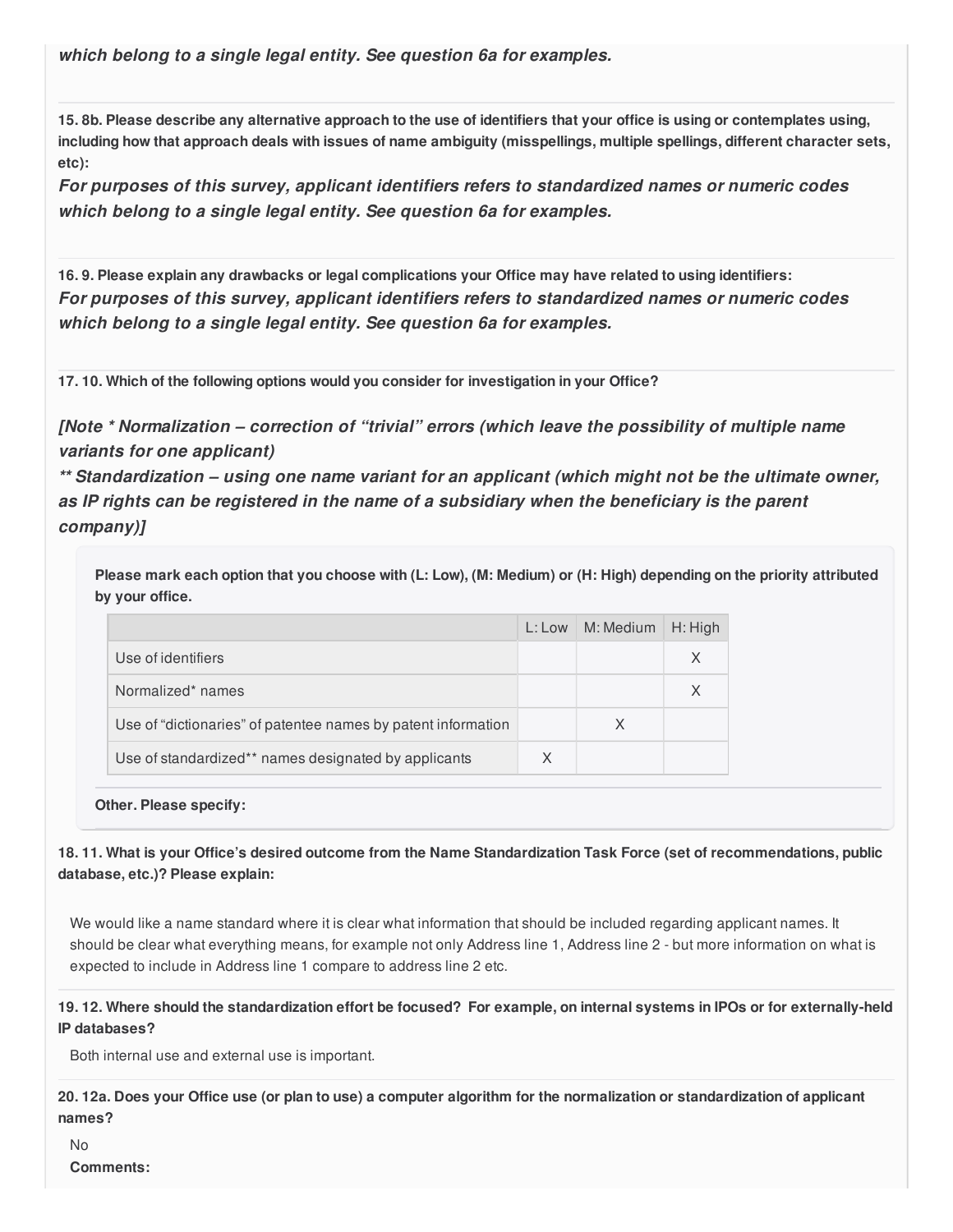***which belong to a single legal entity. See question 6a for examples.***

**15. 8b. Please describe any alternative approach to the use of identifiers that your office is using or contemplates using, including how that approach deals with issues of name ambiguity (misspellings, multiple spellings, different character sets, etc):**

***For purposes of this survey, applicant identifiers refers to standardized names or numeric codes which belong to a single legal entity. See question 6a for examples.***

**16. 9. Please explain any drawbacks or legal complications your Office may have related to using identifiers:**

***For purposes of this survey, applicant identifiers refers to standardized names or numeric codes which belong to a single legal entity. See question 6a for examples.***

**17. 10. Which of the following options would you consider for investigation in your Office?**

***[Note * Normalization – correction of "trivial" errors (which leave the possibility of multiple name variants for one applicant)***
***** Standardization – using one name variant for an applicant (which might not be the ultimate owner, as IP rights can be registered in the name of a subsidiary when the beneficiary is the parent company)]***

**Please mark each option that you choose with (L: Low), (M: Medium) or (H: High) depending on the priority attributed by your office.**

| | L: Low | M: Medium | H: High |
|---|---|---|---|
| Use of identifiers | | | X |
| Normalized* names | | | X |
| Use of "dictionaries" of patentee names by patent information | | X | |
| Use of standardized** names designated by applicants | X | | |

**Other. Please specify:**

**18. 11. What is your Office's desired outcome from the Name Standardization Task Force (set of recommendations, public database, etc.)? Please explain:**

We would like a name standard where it is clear what information that should be included regarding applicant names. It should be clear what everything means, for example not only Address line 1, Address line 2 - but more information on what is expected to include in Address line 1 compare to address line 2 etc.

**19. 12. Where should the standardization effort be focused? For example, on internal systems in IPOs or for externally-held IP databases?**

Both internal use and external use is important.

**20. 12a. Does your Office use (or plan to use) a computer algorithm for the normalization or standardization of applicant names?**

No

**Comments:**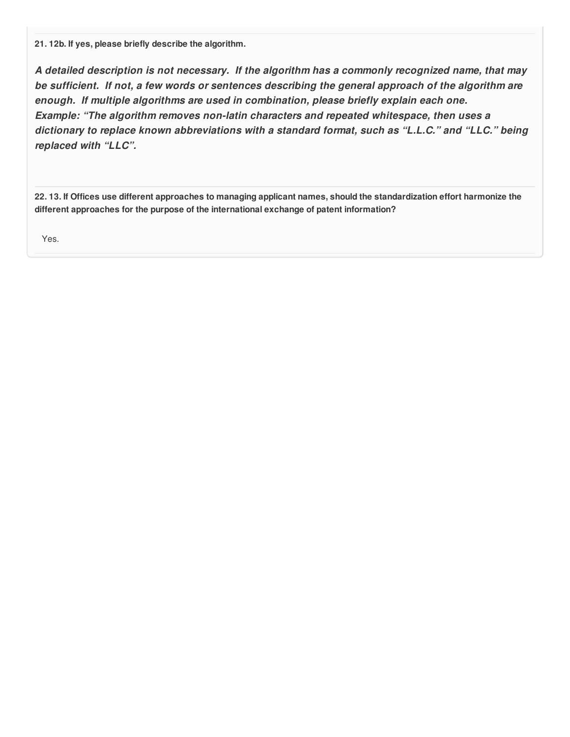**21. 12b. If yes, please briefly describe the algorithm.**

***A detailed description is not necessary. If the algorithm has a commonly recognized name, that may be sufficient. If not, a few words or sentences describing the general approach of the algorithm are enough. If multiple algorithms are used in combination, please briefly explain each one.***
***Example: "The algorithm removes non-latin characters and repeated whitespace, then uses a dictionary to replace known abbreviations with a standard format, such as "L.L.C." and "LLC." being replaced with "LLC".***

**22. 13. If Offices use different approaches to managing applicant names, should the standardization effort harmonize the different approaches for the purpose of the international exchange of patent information?**

Yes.